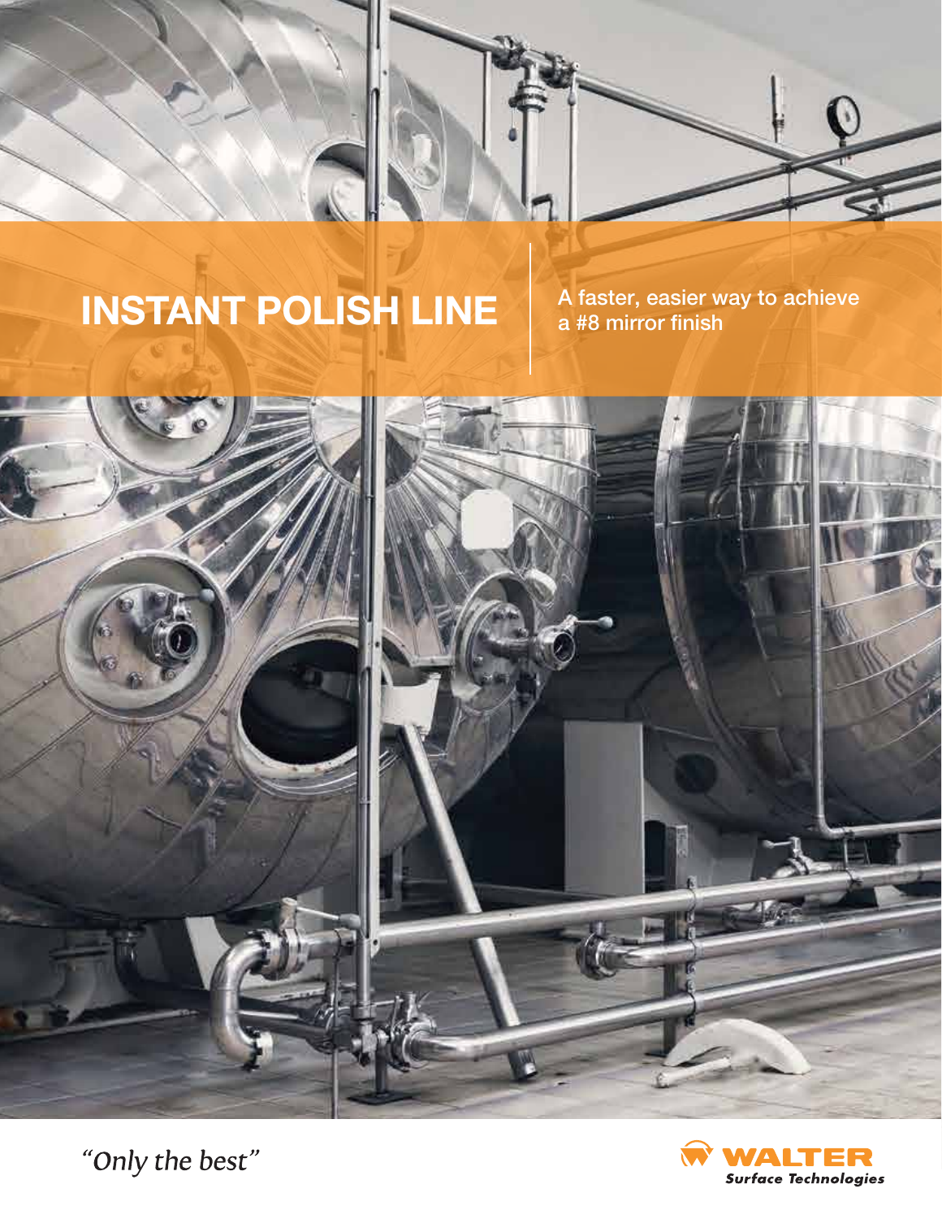# INSTANT POLISH LINE

A faster, easier way to achieve a #8 mirror finish

*"Only the best"*

WALTER Surface Technologies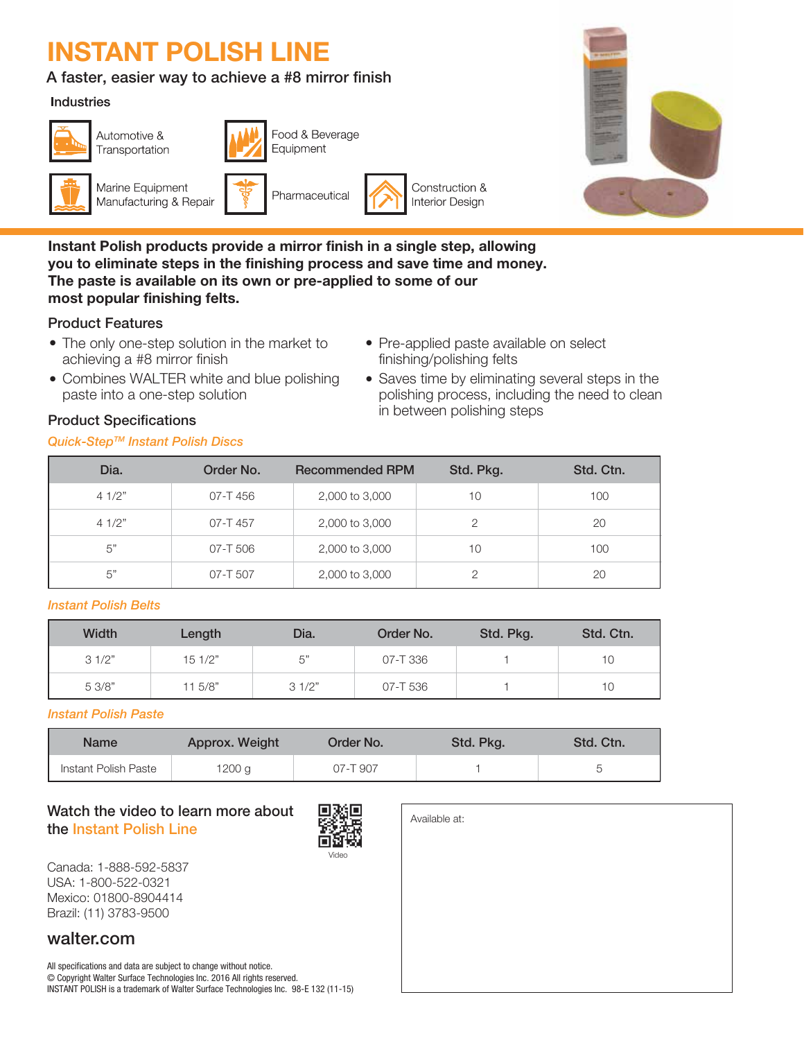# INSTANT POLISH LINE

A faster, easier way to achieve a #8 mirror finish

**Industries**

- Automotive & Transportation
- Food & Beverage Equipment
- Marine Equipment Manufacturing & Repair
- Pharmaceutical
- Construction & Interior Design

**Instant Polish products provide a mirror finish in a single step, allowing you to eliminate steps in the finishing process and save time and money. The paste is available on its own or pre-applied to some of our most popular finishing felts.**

## Product Features

- The only one-step solution in the market to achieving a #8 mirror finish
- Combines WALTER white and blue polishing paste into a one-step solution
- Pre-applied paste available on select finishing/polishing felts
- Saves time by eliminating several steps in the polishing process, including the need to clean in between polishing steps

## Product Specifications

*Quick-Step™ Instant Polish Discs*

| Dia. | Order No. | Recommended RPM | Std. Pkg. | Std. Ctn. |
|---|---|---|---|---|
| 4 1/2" | 07-T 456 | 2,000 to 3,000 | 10 | 100 |
| 4 1/2" | 07-T 457 | 2,000 to 3,000 | 2 | 20 |
| 5" | 07-T 506 | 2,000 to 3,000 | 10 | 100 |
| 5" | 07-T 507 | 2,000 to 3,000 | 2 | 20 |

*Instant Polish Belts*

| Width | Length | Dia. | Order No. | Std. Pkg. | Std. Ctn. |
|---|---|---|---|---|---|
| 3 1/2" | 15 1/2" | 5" | 07-T 336 | 1 | 10 |
| 5 3/8" | 11 5/8" | 3 1/2" | 07-T 536 | 1 | 10 |

*Instant Polish Paste*

| Name | Approx. Weight | Order No. | Std. Pkg. | Std. Ctn. |
|---|---|---|---|---|
| Instant Polish Paste | 1200 g | 07-T 907 | 1 | 5 |

Watch the video to learn more about the Instant Polish Line

Video

Canada: 1-888-592-5837
USA: 1-800-522-0321
Mexico: 01800-8904414
Brazil: (11) 3783-9500

## walter.com

Available at:

All specifications and data are subject to change without notice.
© Copyright Walter Surface Technologies Inc. 2016 All rights reserved.
INSTANT POLISH is a trademark of Walter Surface Technologies Inc. 98-E 132 (11-15)